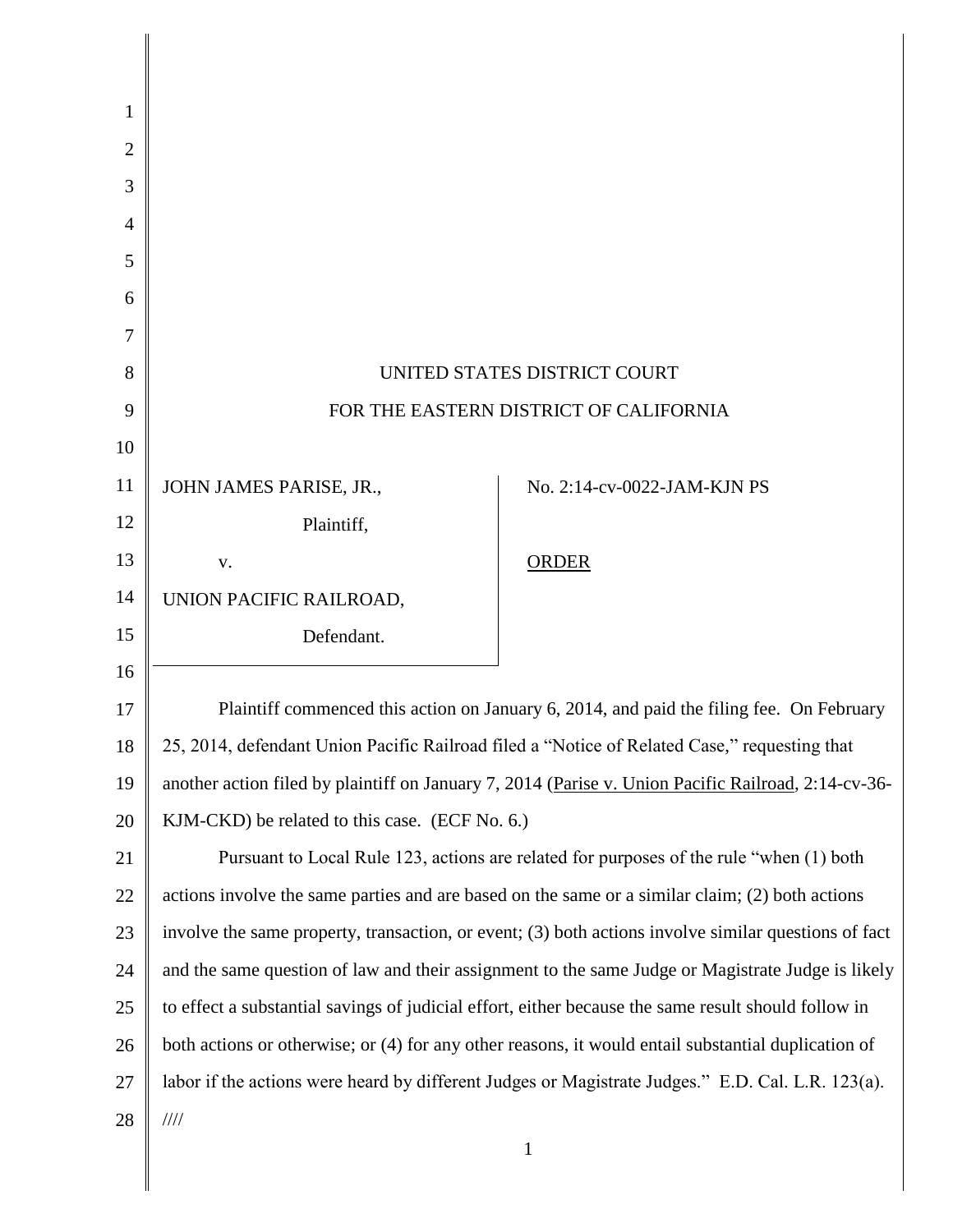UNITED STATES DISTRICT COURT

FOR THE EASTERN DISTRICT OF CALIFORNIA

JOHN JAMES PARISE, JR.,

Plaintiff,

v.

UNION PACIFIC RAILROAD,

Defendant.

No. 2:14-cv-0022-JAM-KJN PS

ORDER

Plaintiff commenced this action on January 6, 2014, and paid the filing fee. On February 25, 2014, defendant Union Pacific Railroad filed a "Notice of Related Case," requesting that another action filed by plaintiff on January 7, 2014 (Parise v. Union Pacific Railroad, 2:14-cv-36-KJM-CKD) be related to this case. (ECF No. 6.)

Pursuant to Local Rule 123, actions are related for purposes of the rule "when (1) both actions involve the same parties and are based on the same or a similar claim; (2) both actions involve the same property, transaction, or event; (3) both actions involve similar questions of fact and the same question of law and their assignment to the same Judge or Magistrate Judge is likely to effect a substantial savings of judicial effort, either because the same result should follow in both actions or otherwise; or (4) for any other reasons, it would entail substantial duplication of labor if the actions were heard by different Judges or Magistrate Judges." E.D. Cal. L.R. 123(a).

////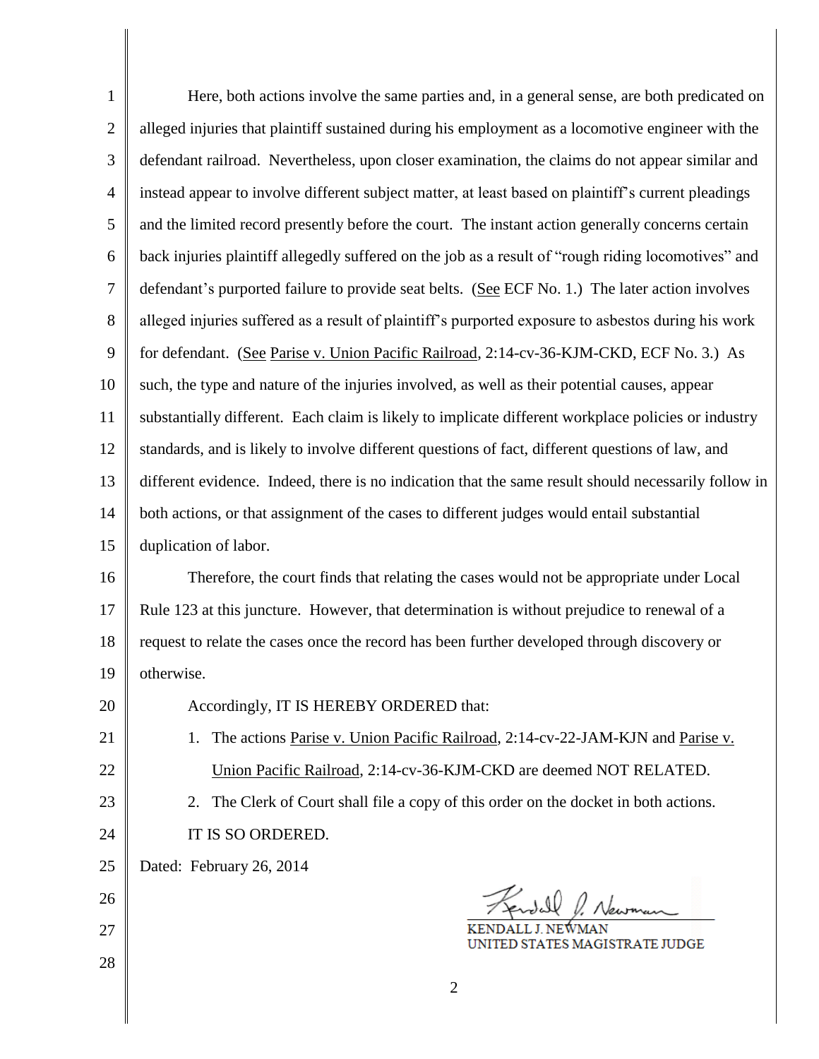Here, both actions involve the same parties and, in a general sense, are both predicated on alleged injuries that plaintiff sustained during his employment as a locomotive engineer with the defendant railroad. Nevertheless, upon closer examination, the claims do not appear similar and instead appear to involve different subject matter, at least based on plaintiff's current pleadings and the limited record presently before the court. The instant action generally concerns certain back injuries plaintiff allegedly suffered on the job as a result of "rough riding locomotives" and defendant's purported failure to provide seat belts. (See ECF No. 1.) The later action involves alleged injuries suffered as a result of plaintiff's purported exposure to asbestos during his work for defendant. (See Parise v. Union Pacific Railroad, 2:14-cv-36-KJM-CKD, ECF No. 3.) As such, the type and nature of the injuries involved, as well as their potential causes, appear substantially different. Each claim is likely to implicate different workplace policies or industry standards, and is likely to involve different questions of fact, different questions of law, and different evidence. Indeed, there is no indication that the same result should necessarily follow in both actions, or that assignment of the cases to different judges would entail substantial duplication of labor.

Therefore, the court finds that relating the cases would not be appropriate under Local Rule 123 at this juncture. However, that determination is without prejudice to renewal of a request to relate the cases once the record has been further developed through discovery or otherwise.

Accordingly, IT IS HEREBY ORDERED that:

1. The actions Parise v. Union Pacific Railroad, 2:14-cv-22-JAM-KJN and Parise v. Union Pacific Railroad, 2:14-cv-36-KJM-CKD are deemed NOT RELATED.
2. The Clerk of Court shall file a copy of this order on the docket in both actions.

IT IS SO ORDERED.

Dated: February 26, 2014

KENDALL J. NEWMAN
UNITED STATES MAGISTRATE JUDGE